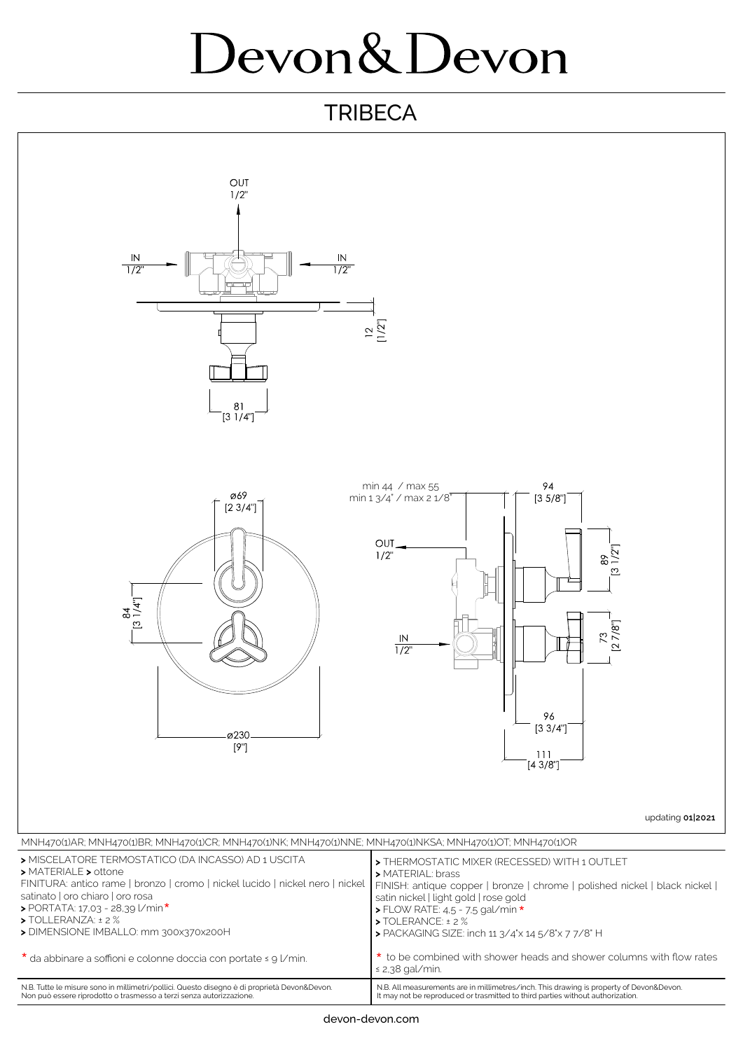# Devon&Devon

## TRIBECA

OUT 1/2"

IN 1/2"

IN 1/2"

12 [1/2"]

81 [3 1/4"]

ø69 [2 3/4"]

84 [3 1/4"]

ø230 [9"]

min 44 / max 55
min 1 3/4" / max 2 1/8"

94 [3 5/8"]

OUT 1/2"

89 [3 1/2"]

IN 1/2"

73 [2 7/8"]

96 [3 3/4"]

111 [4 3/8"]

updating **01|2021**

MNH470(1)AR; MNH470(1)BR; MNH470(1)CR; MNH470(1)NK; MNH470(1)NNE; MNH470(1)NKSA; MNH470(1)OT; MNH470(1)OR

> MISCELATORE TERMOSTATICO (DA INCASSO) AD 1 USCITA
> MATERIALE > ottone
FINITURA: antico rame | bronzo | cromo | nickel lucido | nickel nero | nickel satinato | oro chiaro | oro rosa
> PORTATA: 17,03 - 28,39 l/min*
> TOLLERANZA: ± 2 %
> DIMENSIONE IMBALLO: mm 300x370x200H

* da abbinare a soffioni e colonne doccia con portate ≤ 9 l/min.

> THERMOSTATIC MIXER (RECESSED) WITH 1 OUTLET
> MATERIAL: brass
FINISH: antique copper | bronze | chrome | polished nickel | black nickel | satin nickel | light gold | rose gold
> FLOW RATE: 4,5 - 7,5 gal/min *
> TOLERANCE: ± 2 %
> PACKAGING SIZE: inch 11 3/4"x 14 5/8"x 7 7/8" H

* to be combined with shower heads and shower columns with flow rates ≤ 2,38 gal/min.

N.B. Tutte le misure sono in millimetri/pollici. Questo disegno è di proprietà Devon&Devon. Non può essere riprodotto o trasmesso a terzi senza autorizzazione.

N.B. All measurements are in millimetres/inch. This drawing is property of Devon&Devon. It may not be reproduced or trasmitted to third parties without authorization.

devon-devon.com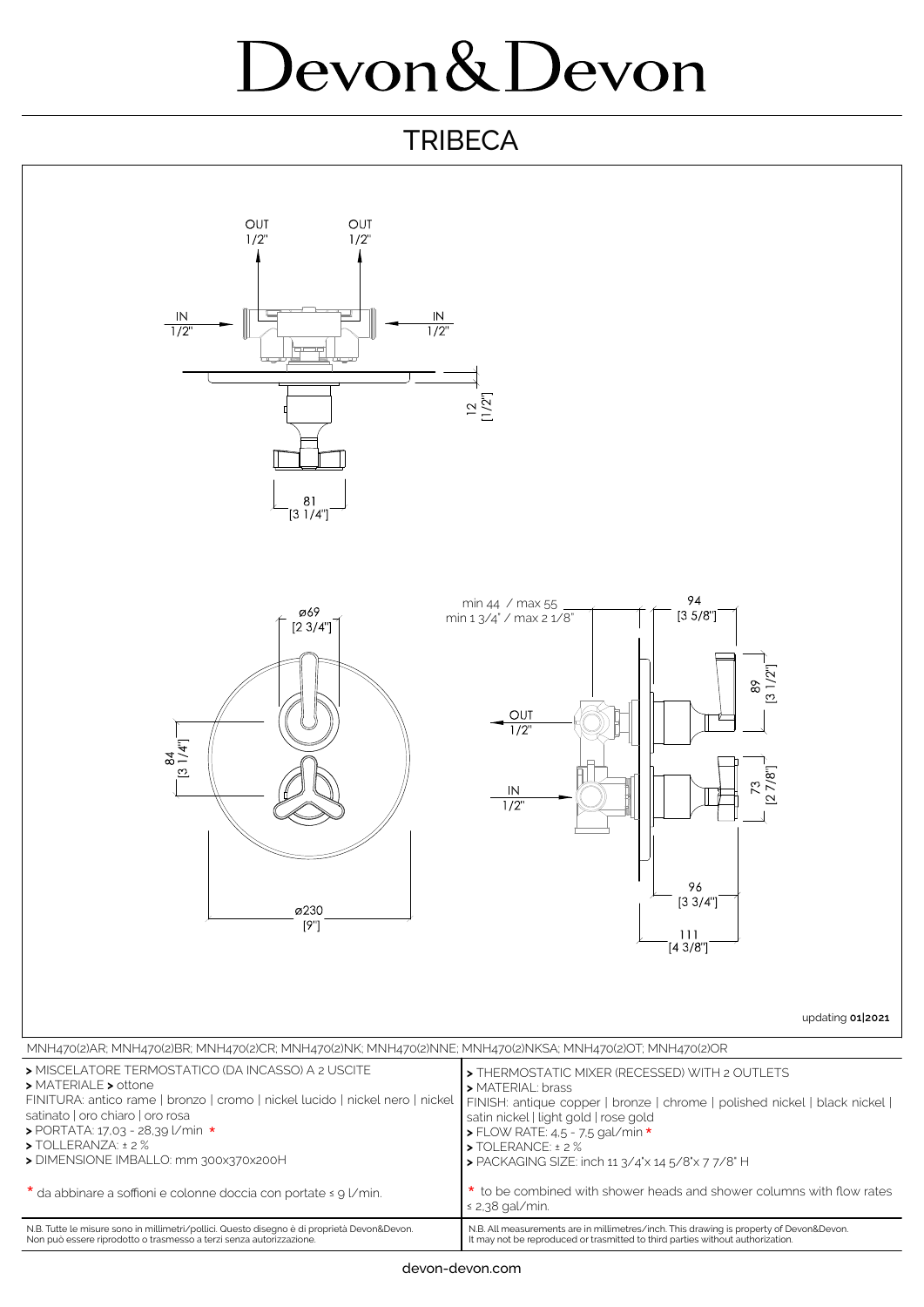# Devon&Devon

## TRIBECA

OUT
1/2"

OUT
1/2"

IN
1/2"

IN
1/2"

12
[1/2"]

81
[3 1/4"]

ø69
[2 3/4"]

84
[3 1/4"]

ø230
[9"]

min 44 / max 55
min 1 3/4" / max 2 1/8"

94
[3 5/8"]

89
[3 1/2"]

OUT
1/2"

IN
1/2"

73
[2 7/8"]

96
[3 3/4"]

111
[4 3/8"]

updating **01|2021**

MNH470(2)AR; MNH470(2)BR; MNH470(2)CR; MNH470(2)NK; MNH470(2)NNE; MNH470(2)NKSA; MNH470(2)OT; MNH470(2)OR

| | |
|---|---|
| > MISCELATORE TERMOSTATICO (DA INCASSO) A 2 USCITE<br>> MATERIALE > ottone<br>FINITURA: antico rame \| bronzo \| cromo \| nickel lucido \| nickel nero \| nickel satinato \| oro chiaro \| oro rosa<br>> PORTATA: 17,03 - 28,39 l/min *<br>> TOLLERANZA: ± 2 %<br>> DIMENSIONE IMBALLO: mm 300x370x200H | > THERMOSTATIC MIXER (RECESSED) WITH 2 OUTLETS<br>> MATERIAL: brass<br>FINISH: antique copper \| bronze \| chrome \| polished nickel \| black nickel \| satin nickel \| light gold \| rose gold<br>> FLOW RATE: 4,5 - 7,5 gal/min *<br>> TOLERANCE: ± 2 %<br>> PACKAGING SIZE: inch 11 3/4"x 14 5/8"x 7 7/8" H |
| * da abbinare a soffioni e colonne doccia con portate ≤ 9 l/min. | * to be combined with shower heads and shower columns with flow rates ≤ 2,38 gal/min. |
| N.B. Tutte le misure sono in millimetri/pollici. Questo disegno è di proprietà Devon&Devon. Non può essere riprodotto o trasmesso a terzi senza autorizzazione. | N.B. All measurements are in millimetres/inch. This drawing is property of Devon&Devon. It may not be reproduced or trasmitted to third parties without authorization. |

devon-devon.com